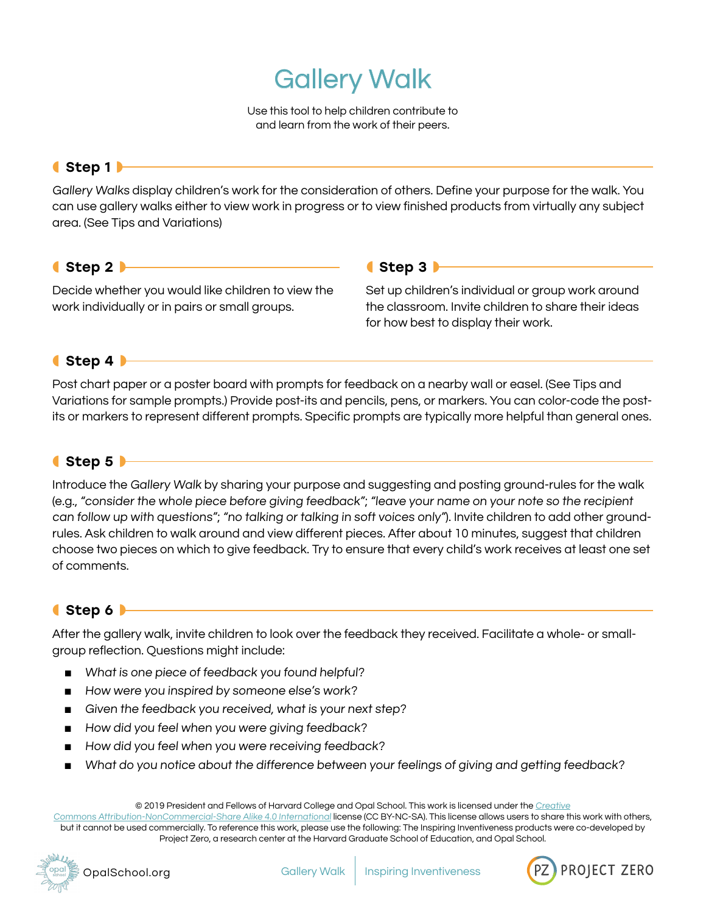# Gallery Walk

Use this tool to help children contribute to and learn from the work of their peers.

## Step 1

*Gallery Walks* display children's work for the consideration of others. Define your purpose for the walk. You can use gallery walks either to view work in progress or to view finished products from virtually any subject area. (See Tips and Variations)

## Step 2

Decide whether you would like children to view the work individually or in pairs or small groups.

## Step 3

Set up children's individual or group work around the classroom. Invite children to share their ideas for how best to display their work.

## Step 4

Post chart paper or a poster board with prompts for feedback on a nearby wall or easel. (See Tips and Variations for sample prompts.) Provide post-its and pencils, pens, or markers. You can color-code the post-its or markers to represent different prompts. Specific prompts are typically more helpful than general ones.

## Step 5

Introduce the *Gallery Walk* by sharing your purpose and suggesting and posting ground-rules for the walk (e.g., *"consider the whole piece before giving feedback"*; *"leave your name on your note so the recipient can follow up with questions"*; *"no talking or talking in soft voices only"*). Invite children to add other ground-rules. Ask children to walk around and view different pieces. After about 10 minutes, suggest that children choose two pieces on which to give feedback. Try to ensure that every child's work receives at least one set of comments.

## Step 6

After the gallery walk, invite children to look over the feedback they received. Facilitate a whole- or small-group reflection. Questions might include:

- *What is one piece of feedback you found helpful?*
- *How were you inspired by someone else's work?*
- *Given the feedback you received, what is your next step?*
- *How did you feel when you were giving feedback?*
- *How did you feel when you were receiving feedback?*
- *What do you notice about the difference between your feelings of giving and getting feedback?*

© 2019 President and Fellows of Harvard College and Opal School. This work is licensed under the Creative Commons Attribution-NonCommercial-Share Alike 4.0 International license (CC BY-NC-SA). This license allows users to share this work with others, but it cannot be used commercially. To reference this work, please use the following: The Inspiring Inventiveness products were co-developed by Project Zero, a research center at the Harvard Graduate School of Education, and Opal School.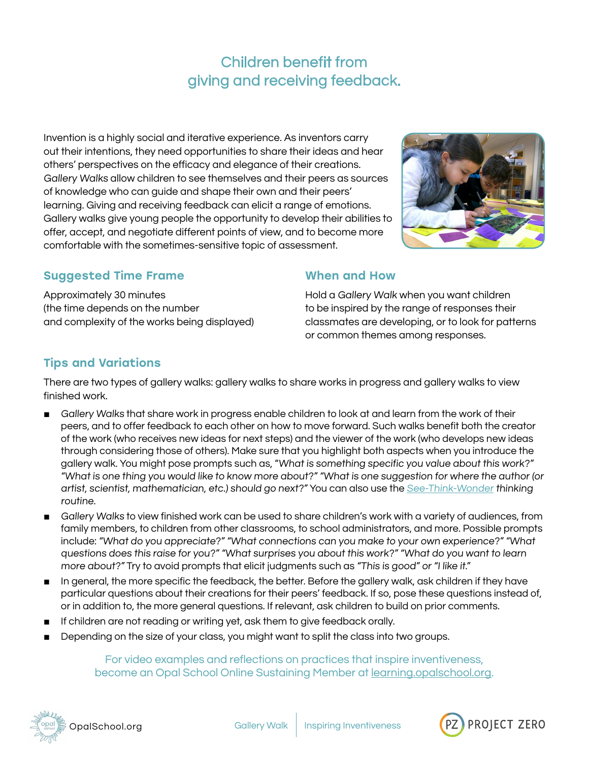# Children benefit from giving and receiving feedback.

Invention is a highly social and iterative experience. As inventors carry out their intentions, they need opportunities to share their ideas and hear others' perspectives on the efficacy and elegance of their creations. *Gallery Walks* allow children to see themselves and their peers as sources of knowledge who can guide and shape their own and their peers' learning. Giving and receiving feedback can elicit a range of emotions. Gallery walks give young people the opportunity to develop their abilities to offer, accept, and negotiate different points of view, and to become more comfortable with the sometimes-sensitive topic of assessment.

## Suggested Time Frame

Approximately 30 minutes
(the time depends on the number and complexity of the works being displayed)

## When and How

Hold a *Gallery Walk* when you want children to be inspired by the range of responses their classmates are developing, or to look for patterns or common themes among responses.

## Tips and Variations

There are two types of gallery walks: gallery walks to share works in progress and gallery walks to view finished work.

- *Gallery Walks* that share work in progress enable children to look at and learn from the work of their peers, and to offer feedback to each other on how to move forward. Such walks benefit both the creator of the work (who receives new ideas for next steps) and the viewer of the work (who develops new ideas through considering those of others). Make sure that you highlight both aspects when you introduce the gallery walk. You might pose prompts such as, *"What is something specific you value about this work?" "What is one thing you would like to know more about?" "What is one suggestion for where the author (or artist, scientist, mathematician, etc.) should go next?"* You can also use the See-Think-Wonder *thinking routine.*
- *Gallery Walks* to view finished work can be used to share children's work with a variety of audiences, from family members, to children from other classrooms, to school administrators, and more. Possible prompts include: *"What do you appreciate?" "What connections can you make to your own experience?" "What questions does this raise for you?" "What surprises you about this work?" "What do you want to learn more about?"* Try to avoid prompts that elicit judgments such as *"This is good"* or *"I like it."*
- In general, the more specific the feedback, the better. Before the gallery walk, ask children if they have particular questions about their creations for their peers' feedback. If so, pose these questions instead of, or in addition to, the more general questions. If relevant, ask children to build on prior comments.
- If children are not reading or writing yet, ask them to give feedback orally.
- Depending on the size of your class, you might want to split the class into two groups.

For video examples and reflections on practices that inspire inventiveness, become an Opal School Online Sustaining Member at learning.opalschool.org.